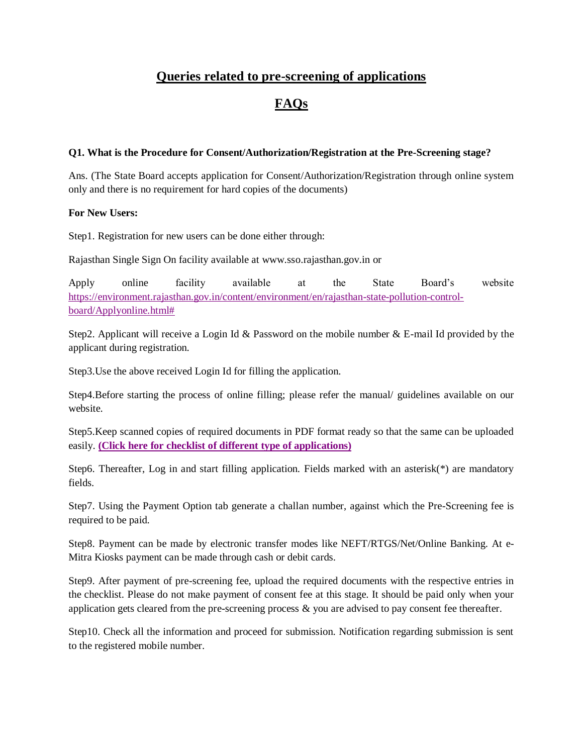# Queries related to pre-screening of applications

# FAQs

**Q1. What is the Procedure for Consent/Authorization/Registration at the Pre-Screening stage?**

Ans. (The State Board accepts application for Consent/Authorization/Registration through online system only and there is no requirement for hard copies of the documents)

**For New Users:**

Step1. Registration for new users can be done either through:

Rajasthan Single Sign On facility available at www.sso.rajasthan.gov.in or

Apply online facility available at the State Board's website [https://environment.rajasthan.gov.in/content/environment/en/rajasthan-state-pollution-control-board/Applyonline.html#](https://environment.rajasthan.gov.in/content/environment/en/rajasthan-state-pollution-control-board/Applyonline.html#)

Step2. Applicant will receive a Login Id & Password on the mobile number & E-mail Id provided by the applicant during registration.

Step3.Use the above received Login Id for filling the application.

Step4.Before starting the process of online filling; please refer the manual/ guidelines available on our website.

Step5.Keep scanned copies of required documents in PDF format ready so that the same can be uploaded easily. **(Click here for checklist of different type of applications)**

Step6. Thereafter, Log in and start filling application. Fields marked with an asterisk(*) are mandatory fields.

Step7. Using the Payment Option tab generate a challan number, against which the Pre-Screening fee is required to be paid.

Step8. Payment can be made by electronic transfer modes like NEFT/RTGS/Net/Online Banking. At e-Mitra Kiosks payment can be made through cash or debit cards.

Step9. After payment of pre-screening fee, upload the required documents with the respective entries in the checklist. Please do not make payment of consent fee at this stage. It should be paid only when your application gets cleared from the pre-screening process & you are advised to pay consent fee thereafter.

Step10. Check all the information and proceed for submission. Notification regarding submission is sent to the registered mobile number.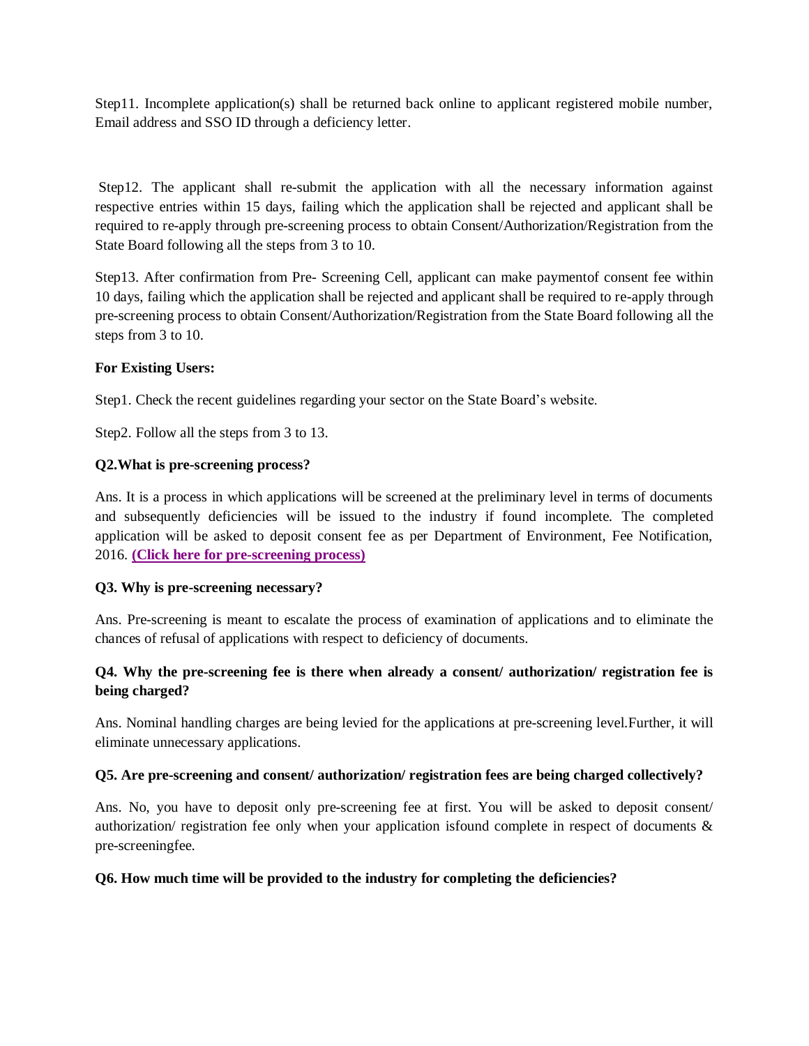Step11. Incomplete application(s) shall be returned back online to applicant registered mobile number, Email address and SSO ID through a deficiency letter.

Step12. The applicant shall re-submit the application with all the necessary information against respective entries within 15 days, failing which the application shall be rejected and applicant shall be required to re-apply through pre-screening process to obtain Consent/Authorization/Registration from the State Board following all the steps from 3 to 10.

Step13. After confirmation from Pre- Screening Cell, applicant can make paymentof consent fee within 10 days, failing which the application shall be rejected and applicant shall be required to re-apply through pre-screening process to obtain Consent/Authorization/Registration from the State Board following all the steps from 3 to 10.

**For Existing Users:**

Step1. Check the recent guidelines regarding your sector on the State Board's website.

Step2. Follow all the steps from 3 to 13.

**Q2.What is pre-screening process?**

Ans. It is a process in which applications will be screened at the preliminary level in terms of documents and subsequently deficiencies will be issued to the industry if found incomplete. The completed application will be asked to deposit consent fee as per Department of Environment, Fee Notification, 2016. **(Click here for pre-screening process)**

**Q3. Why is pre-screening necessary?**

Ans. Pre-screening is meant to escalate the process of examination of applications and to eliminate the chances of refusal of applications with respect to deficiency of documents.

**Q4. Why the pre-screening fee is there when already a consent/ authorization/ registration fee is being charged?**

Ans. Nominal handling charges are being levied for the applications at pre-screening level.Further, it will eliminate unnecessary applications.

**Q5. Are pre-screening and consent/ authorization/ registration fees are being charged collectively?**

Ans. No, you have to deposit only pre-screening fee at first. You will be asked to deposit consent/ authorization/ registration fee only when your application isfound complete in respect of documents & pre-screeningfee.

**Q6. How much time will be provided to the industry for completing the deficiencies?**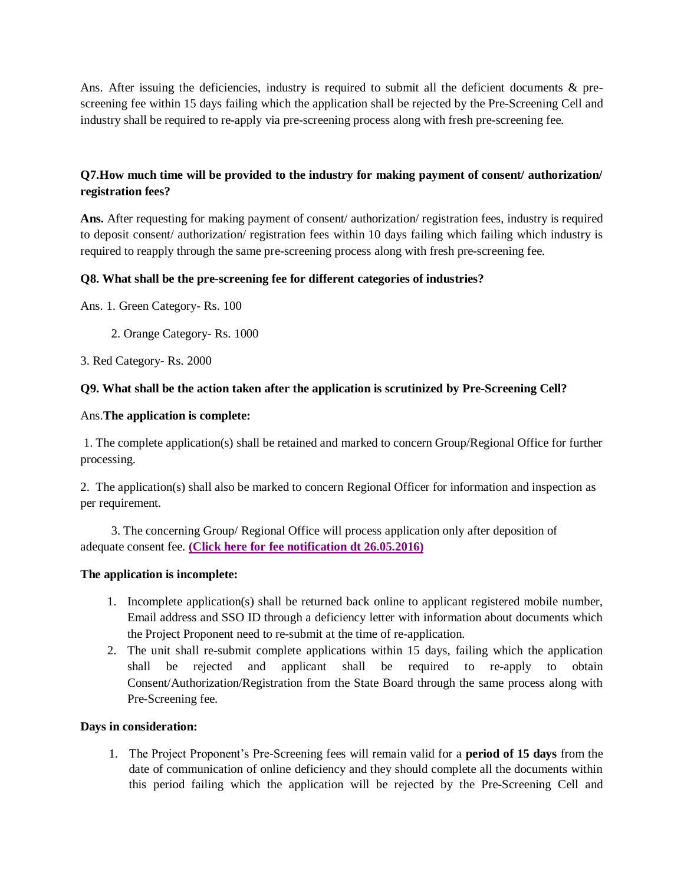Ans. After issuing the deficiencies, industry is required to submit all the deficient documents & pre-screening fee within 15 days failing which the application shall be rejected by the Pre-Screening Cell and industry shall be required to re-apply via pre-screening process along with fresh pre-screening fee.

**Q7.How much time will be provided to the industry for making payment of consent/ authorization/ registration fees?**

**Ans.** After requesting for making payment of consent/ authorization/ registration fees, industry is required to deposit consent/ authorization/ registration fees within 10 days failing which failing which industry is required to reapply through the same pre-screening process along with fresh pre-screening fee.

**Q8. What shall be the pre-screening fee for different categories of industries?**

Ans. 1. Green Category- Rs. 100

2. Orange Category- Rs. 1000

3. Red Category- Rs. 2000

**Q9. What shall be the action taken after the application is scrutinized by Pre-Screening Cell?**

Ans.**The application is complete:**

1. The complete application(s) shall be retained and marked to concern Group/Regional Office for further processing.

2. The application(s) shall also be marked to concern Regional Officer for information and inspection as per requirement.

3. The concerning Group/ Regional Office will process application only after deposition of adequate consent fee. **(Click here for fee notification dt 26.05.2016)**

**The application is incomplete:**

1. Incomplete application(s) shall be returned back online to applicant registered mobile number, Email address and SSO ID through a deficiency letter with information about documents which the Project Proponent need to re-submit at the time of re-application.
2. The unit shall re-submit complete applications within 15 days, failing which the application shall be rejected and applicant shall be required to re-apply to obtain Consent/Authorization/Registration from the State Board through the same process along with Pre-Screening fee.

**Days in consideration:**

1. The Project Proponent's Pre-Screening fees will remain valid for a **period of 15 days** from the date of communication of online deficiency and they should complete all the documents within this period failing which the application will be rejected by the Pre-Screening Cell and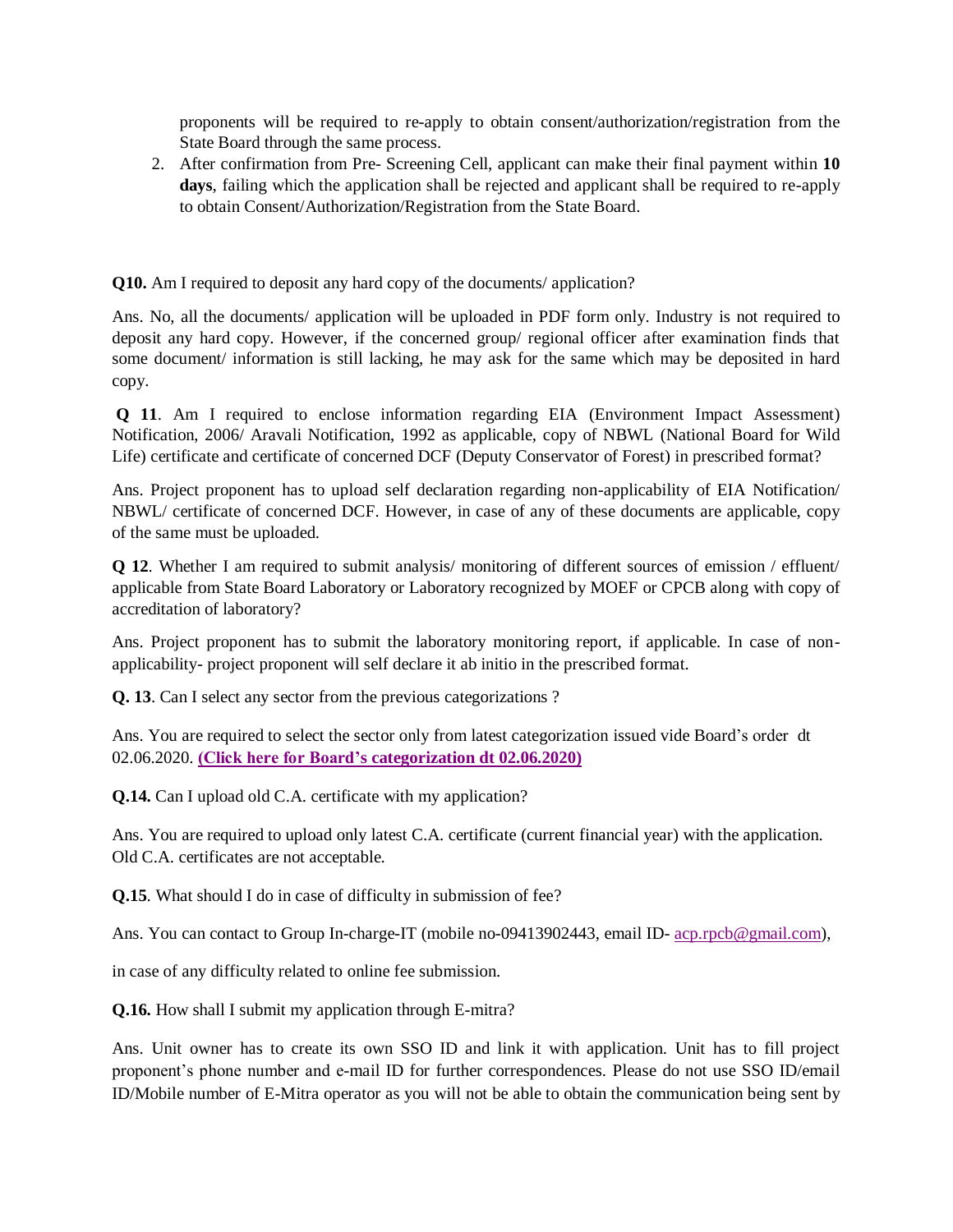proponents will be required to re-apply to obtain consent/authorization/registration from the State Board through the same process.

2. After confirmation from Pre- Screening Cell, applicant can make their final payment within **10 days**, failing which the application shall be rejected and applicant shall be required to re-apply to obtain Consent/Authorization/Registration from the State Board.

**Q10.** Am I required to deposit any hard copy of the documents/ application?

Ans. No, all the documents/ application will be uploaded in PDF form only. Industry is not required to deposit any hard copy. However, if the concerned group/ regional officer after examination finds that some document/ information is still lacking, he may ask for the same which may be deposited in hard copy.

**Q 11**. Am I required to enclose information regarding EIA (Environment Impact Assessment) Notification, 2006/ Aravali Notification, 1992 as applicable, copy of NBWL (National Board for Wild Life) certificate and certificate of concerned DCF (Deputy Conservator of Forest) in prescribed format?

Ans. Project proponent has to upload self declaration regarding non-applicability of EIA Notification/ NBWL/ certificate of concerned DCF. However, in case of any of these documents are applicable, copy of the same must be uploaded.

**Q 12**. Whether I am required to submit analysis/ monitoring of different sources of emission / effluent/ applicable from State Board Laboratory or Laboratory recognized by MOEF or CPCB along with copy of accreditation of laboratory?

Ans. Project proponent has to submit the laboratory monitoring report, if applicable. In case of non-applicability- project proponent will self declare it ab initio in the prescribed format.

**Q. 13**. Can I select any sector from the previous categorizations ?

Ans. You are required to select the sector only from latest categorization issued vide Board's order dt 02.06.2020. **(Click here for Board's categorization dt 02.06.2020)**

**Q.14.** Can I upload old C.A. certificate with my application?

Ans. You are required to upload only latest C.A. certificate (current financial year) with the application. Old C.A. certificates are not acceptable.

**Q.15**. What should I do in case of difficulty in submission of fee?

Ans. You can contact to Group In-charge-IT (mobile no-09413902443, email ID- acp.rpcb@gmail.com),

in case of any difficulty related to online fee submission.

**Q.16.** How shall I submit my application through E-mitra?

Ans. Unit owner has to create its own SSO ID and link it with application. Unit has to fill project proponent's phone number and e-mail ID for further correspondences. Please do not use SSO ID/email ID/Mobile number of E-Mitra operator as you will not be able to obtain the communication being sent by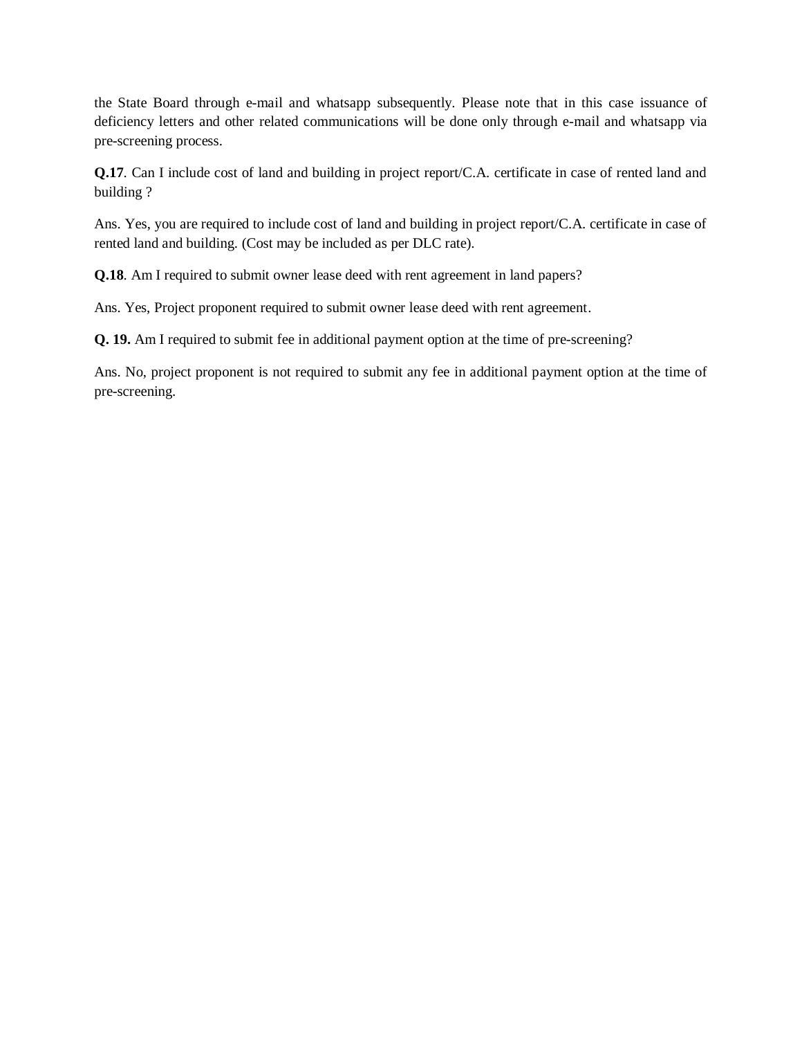the State Board through e-mail and whatsapp subsequently. Please note that in this case issuance of deficiency letters and other related communications will be done only through e-mail and whatsapp via pre-screening process.

**Q.17**. Can I include cost of land and building in project report/C.A. certificate in case of rented land and building ?

Ans. Yes, you are required to include cost of land and building in project report/C.A. certificate in case of rented land and building. (Cost may be included as per DLC rate).

**Q.18**. Am I required to submit owner lease deed with rent agreement in land papers?

Ans. Yes, Project proponent required to submit owner lease deed with rent agreement.

**Q. 19.** Am I required to submit fee in additional payment option at the time of pre-screening?

Ans. No, project proponent is not required to submit any fee in additional payment option at the time of pre-screening.